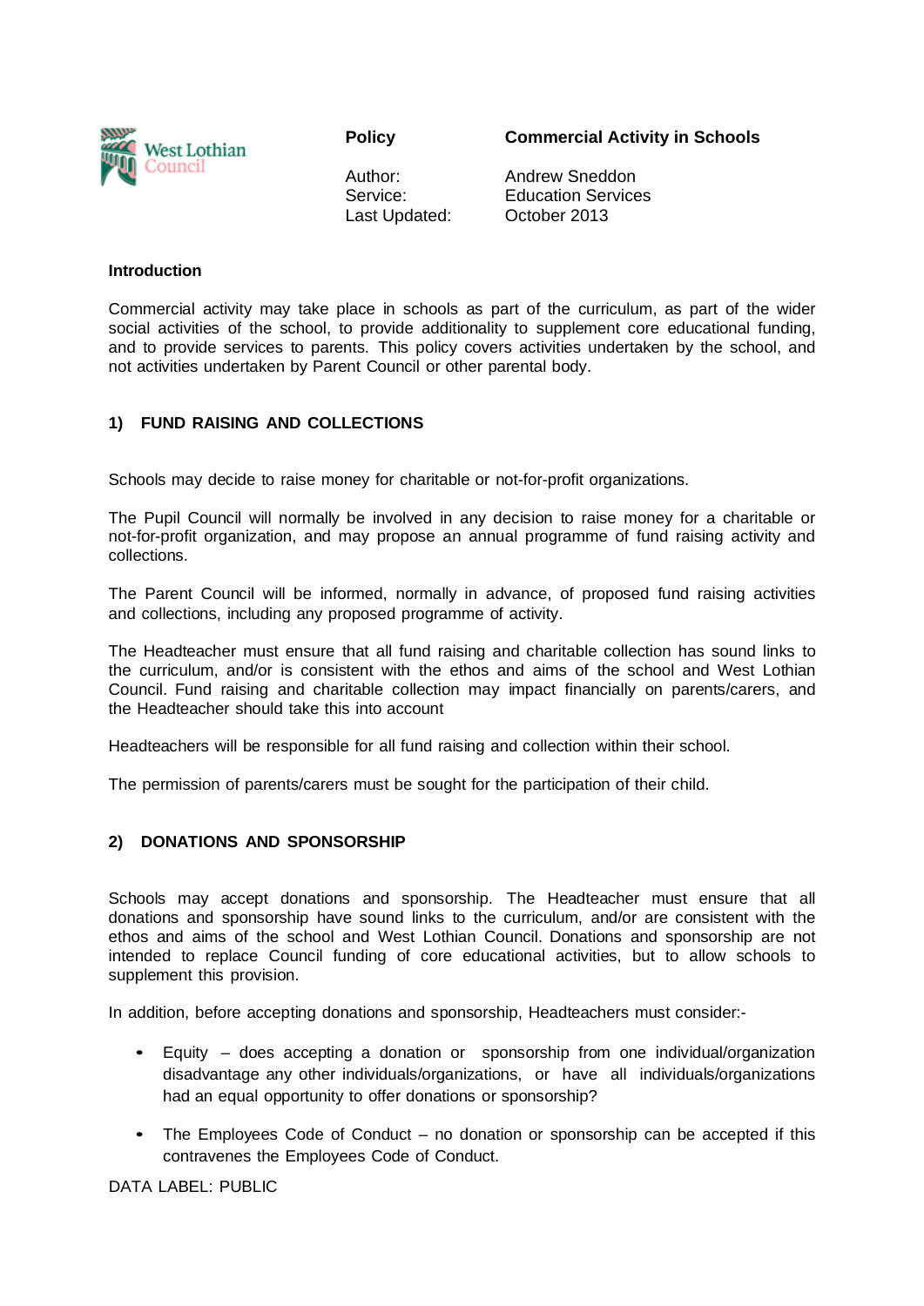| Policy | Commercial Activity in Schools |
| --- | --- |
| Author: | Andrew Sneddon |
| Service: | Education Services |
| Last Updated: | October 2013 |

## Introduction

Commercial activity may take place in schools as part of the curriculum, as part of the wider social activities of the school, to provide additionality to supplement core educational funding, and to provide services to parents. This policy covers activities undertaken by the school, and not activities undertaken by Parent Council or other parental body.

## 1) FUND RAISING AND COLLECTIONS

Schools may decide to raise money for charitable or not-for-profit organizations.

The Pupil Council will normally be involved in any decision to raise money for a charitable or not-for-profit organization, and may propose an annual programme of fund raising activity and collections.

The Parent Council will be informed, normally in advance, of proposed fund raising activities and collections, including any proposed programme of activity.

The Headteacher must ensure that all fund raising and charitable collection has sound links to the curriculum, and/or is consistent with the ethos and aims of the school and West Lothian Council. Fund raising and charitable collection may impact financially on parents/carers, and the Headteacher should take this into account

Headteachers will be responsible for all fund raising and collection within their school.

The permission of parents/carers must be sought for the participation of their child.

## 2) DONATIONS AND SPONSORSHIP

Schools may accept donations and sponsorship. The Headteacher must ensure that all donations and sponsorship have sound links to the curriculum, and/or are consistent with the ethos and aims of the school and West Lothian Council. Donations and sponsorship are not intended to replace Council funding of core educational activities, but to allow schools to supplement this provision.

In addition, before accepting donations and sponsorship, Headteachers must consider:-

- Equity – does accepting a donation or sponsorship from one individual/organization disadvantage any other individuals/organizations, or have all individuals/organizations had an equal opportunity to offer donations or sponsorship?
- The Employees Code of Conduct – no donation or sponsorship can be accepted if this contravenes the Employees Code of Conduct.

DATA LABEL: PUBLIC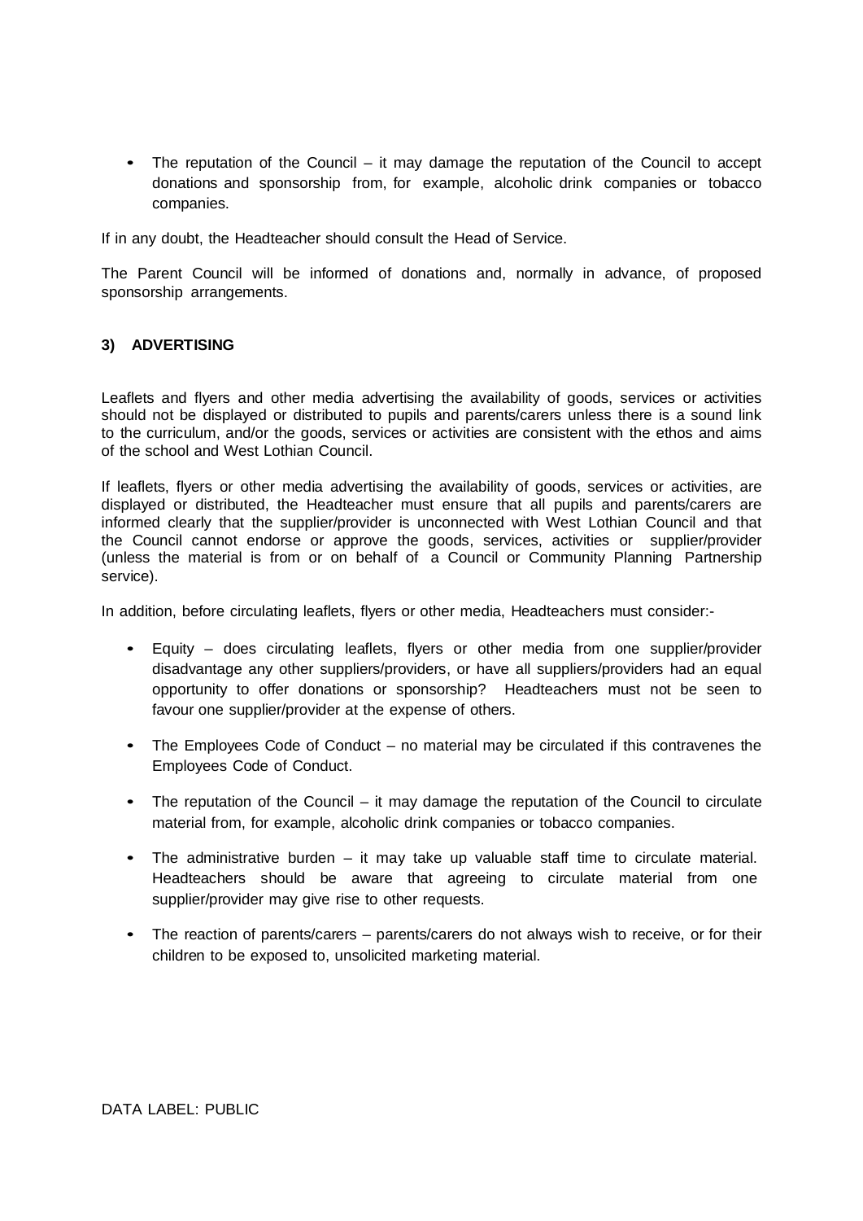- The reputation of the Council – it may damage the reputation of the Council to accept donations and sponsorship from, for example, alcoholic drink companies or tobacco companies.

If in any doubt, the Headteacher should consult the Head of Service.

The Parent Council will be informed of donations and, normally in advance, of proposed sponsorship arrangements.

## 3) ADVERTISING

Leaflets and flyers and other media advertising the availability of goods, services or activities should not be displayed or distributed to pupils and parents/carers unless there is a sound link to the curriculum, and/or the goods, services or activities are consistent with the ethos and aims of the school and West Lothian Council.

If leaflets, flyers or other media advertising the availability of goods, services or activities, are displayed or distributed, the Headteacher must ensure that all pupils and parents/carers are informed clearly that the supplier/provider is unconnected with West Lothian Council and that the Council cannot endorse or approve the goods, services, activities or supplier/provider (unless the material is from or on behalf of a Council or Community Planning Partnership service).

In addition, before circulating leaflets, flyers or other media, Headteachers must consider:-

- Equity – does circulating leaflets, flyers or other media from one supplier/provider disadvantage any other suppliers/providers, or have all suppliers/providers had an equal opportunity to offer donations or sponsorship? Headteachers must not be seen to favour one supplier/provider at the expense of others.

- The Employees Code of Conduct – no material may be circulated if this contravenes the Employees Code of Conduct.

- The reputation of the Council – it may damage the reputation of the Council to circulate material from, for example, alcoholic drink companies or tobacco companies.

- The administrative burden – it may take up valuable staff time to circulate material. Headteachers should be aware that agreeing to circulate material from one supplier/provider may give rise to other requests.

- The reaction of parents/carers – parents/carers do not always wish to receive, or for their children to be exposed to, unsolicited marketing material.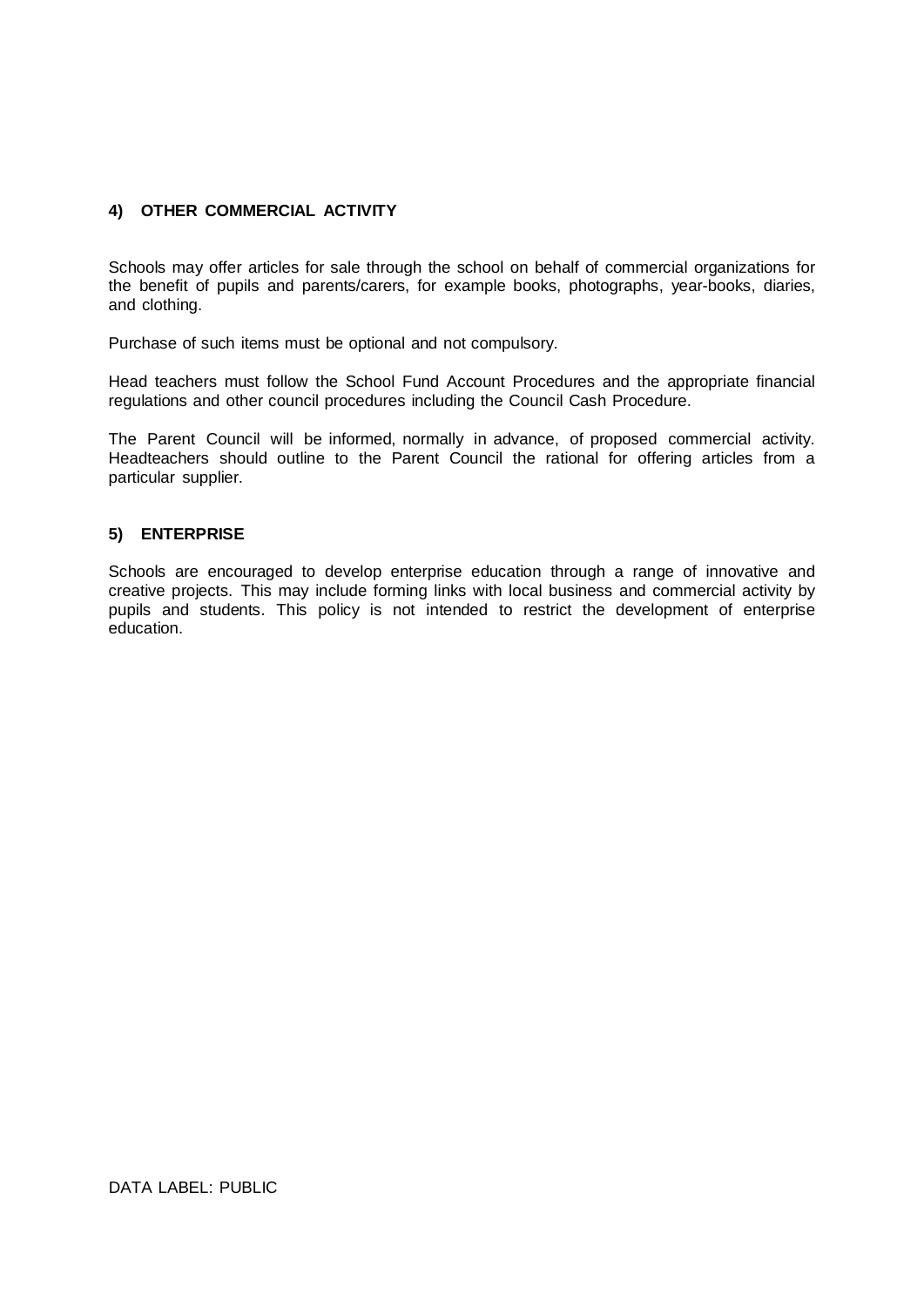## 4) OTHER COMMERCIAL ACTIVITY

Schools may offer articles for sale through the school on behalf of commercial organizations for the benefit of pupils and parents/carers, for example books, photographs, year-books, diaries, and clothing.

Purchase of such items must be optional and not compulsory.

Head teachers must follow the School Fund Account Procedures and the appropriate financial regulations and other council procedures including the Council Cash Procedure.

The Parent Council will be informed, normally in advance, of proposed commercial activity. Headteachers should outline to the Parent Council the rational for offering articles from a particular supplier.

## 5) ENTERPRISE

Schools are encouraged to develop enterprise education through a range of innovative and creative projects. This may include forming links with local business and commercial activity by pupils and students. This policy is not intended to restrict the development of enterprise education.

DATA LABEL: PUBLIC